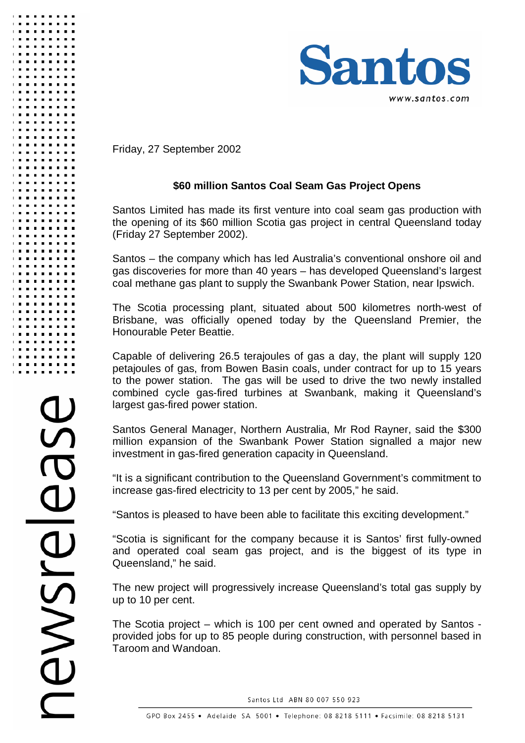Santos

www.santos.com

Friday, 27 September 2002

## $60 million Santos Coal Seam Gas Project Opens

Santos Limited has made its first venture into coal seam gas production with the opening of its $60 million Scotia gas project in central Queensland today (Friday 27 September 2002).

Santos – the company which has led Australia's conventional onshore oil and gas discoveries for more than 40 years – has developed Queensland's largest coal methane gas plant to supply the Swanbank Power Station, near Ipswich.

The Scotia processing plant, situated about 500 kilometres north-west of Brisbane, was officially opened today by the Queensland Premier, the Honourable Peter Beattie.

Capable of delivering 26.5 terajoules of gas a day, the plant will supply 120 petajoules of gas, from Bowen Basin coals, under contract for up to 15 years to the power station. The gas will be used to drive the two newly installed combined cycle gas-fired turbines at Swanbank, making it Queensland's largest gas-fired power station.

Santos General Manager, Northern Australia, Mr Rod Rayner, said the $300 million expansion of the Swanbank Power Station signalled a major new investment in gas-fired generation capacity in Queensland.

"It is a significant contribution to the Queensland Government's commitment to increase gas-fired electricity to 13 per cent by 2005," he said.

"Santos is pleased to have been able to facilitate this exciting development."

"Scotia is significant for the company because it is Santos' first fully-owned and operated coal seam gas project, and is the biggest of its type in Queensland," he said.

The new project will progressively increase Queensland's total gas supply by up to 10 per cent.

The Scotia project – which is 100 per cent owned and operated by Santos - provided jobs for up to 85 people during construction, with personnel based in Taroom and Wandoan.

newsrelease

Santos Ltd ABN 80 007 550 923

GPO Box 2455 • Adelaide SA 5001 • Telephone: 08 8218 5111 • Facsimile: 08 8218 5131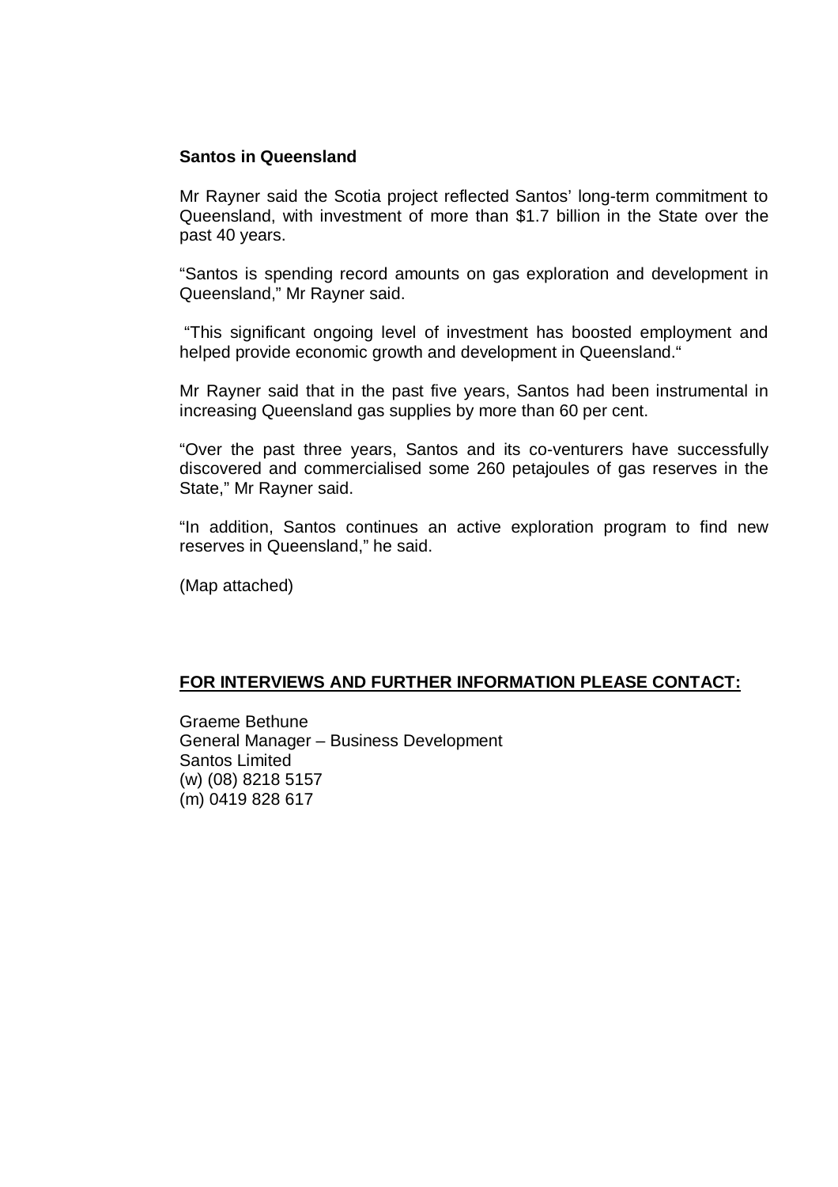**Santos in Queensland**

Mr Rayner said the Scotia project reflected Santos' long-term commitment to Queensland, with investment of more than $1.7 billion in the State over the past 40 years.

"Santos is spending record amounts on gas exploration and development in Queensland," Mr Rayner said.

"This significant ongoing level of investment has boosted employment and helped provide economic growth and development in Queensland."

Mr Rayner said that in the past five years, Santos had been instrumental in increasing Queensland gas supplies by more than 60 per cent.

"Over the past three years, Santos and its co-venturers have successfully discovered and commercialised some 260 petajoules of gas reserves in the State," Mr Rayner said.

"In addition, Santos continues an active exploration program to find new reserves in Queensland," he said.

(Map attached)

**FOR INTERVIEWS AND FURTHER INFORMATION PLEASE CONTACT:**

Graeme Bethune  
General Manager – Business Development  
Santos Limited  
(w) (08) 8218 5157  
(m) 0419 828 617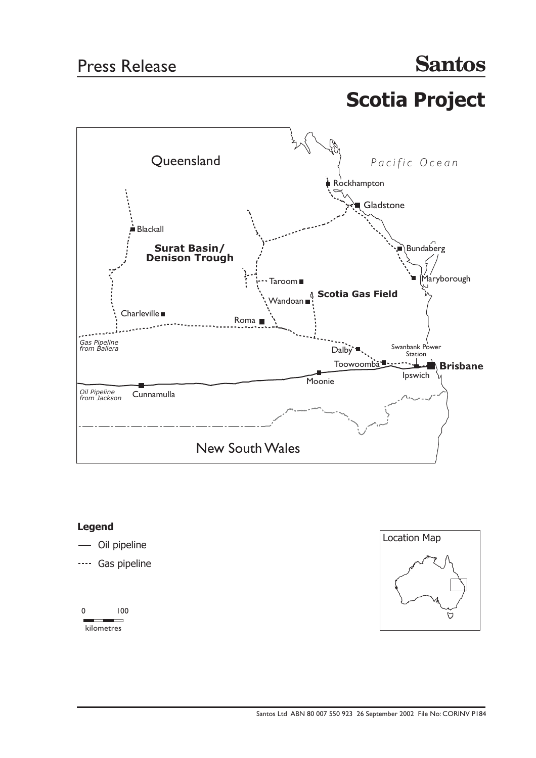Press Release

Santos

# Scotia Project

Queensland

Pacific Ocean

Rockhampton

Gladstone

Blackall

Surat Basin/
Denison Trough

Bundaberg

Maryborough

Taroom

Scotia Gas Field

Wandoan

Charleville

Roma

Gas Pipeline
from Ballera

Dalby

Swanbank Power
Station

Toowoomba

Brisbane

Ipswich

Moonie

Oil Pipeline
from Jackson

Cunnamulla

New South Wales

**Legend**

— Oil pipeline

---- Gas pipeline

0 100
kilometres

Location Map

Santos Ltd ABN 80 007 550 923 26 September 2002 File No: CORINV P184